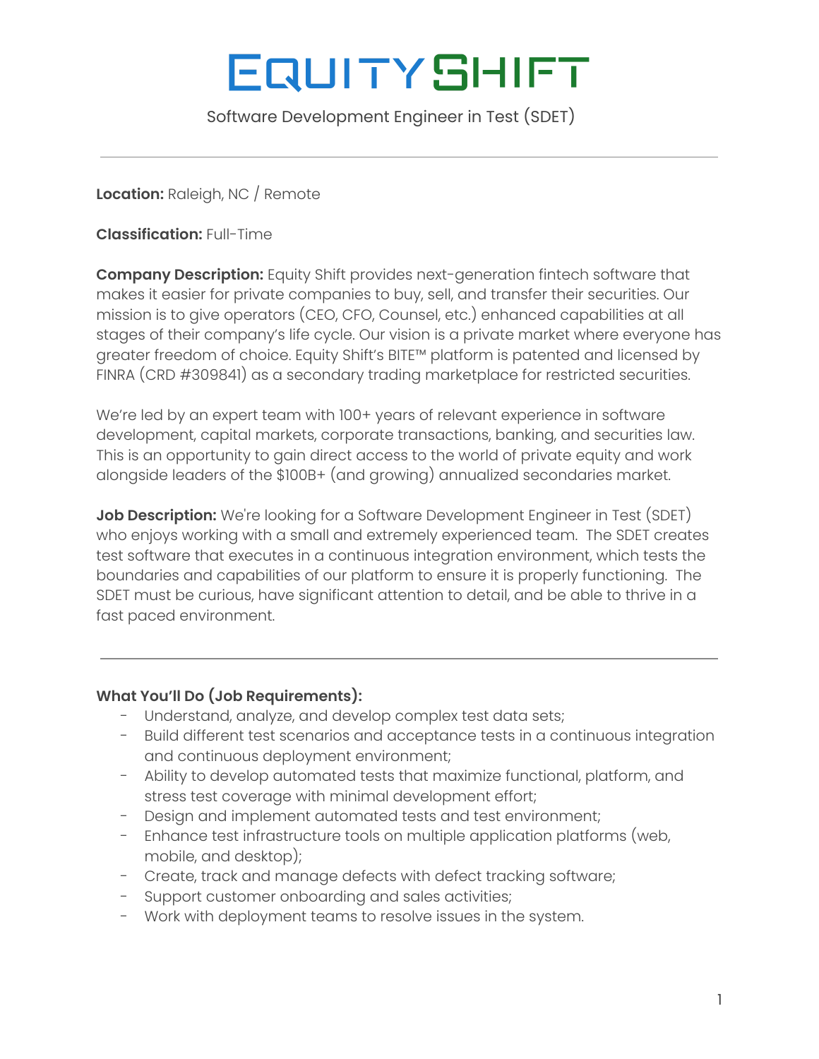# EQUITY SHIFT

Software Development Engineer in Test (SDET)

---

**Location:** Raleigh, NC / Remote

**Classification:** Full-Time

**Company Description:** Equity Shift provides next-generation fintech software that makes it easier for private companies to buy, sell, and transfer their securities. Our mission is to give operators (CEO, CFO, Counsel, etc.) enhanced capabilities at all stages of their company's life cycle. Our vision is a private market where everyone has greater freedom of choice. Equity Shift's BITE™ platform is patented and licensed by FINRA (CRD #309841) as a secondary trading marketplace for restricted securities.

We're led by an expert team with 100+ years of relevant experience in software development, capital markets, corporate transactions, banking, and securities law. This is an opportunity to gain direct access to the world of private equity and work alongside leaders of the $100B+ (and growing) annualized secondaries market.

**Job Description:** We're looking for a Software Development Engineer in Test (SDET) who enjoys working with a small and extremely experienced team. The SDET creates test software that executes in a continuous integration environment, which tests the boundaries and capabilities of our platform to ensure it is properly functioning. The SDET must be curious, have significant attention to detail, and be able to thrive in a fast paced environment.

---

**What You'll Do (Job Requirements):**

- Understand, analyze, and develop complex test data sets;
- Build different test scenarios and acceptance tests in a continuous integration and continuous deployment environment;
- Ability to develop automated tests that maximize functional, platform, and stress test coverage with minimal development effort;
- Design and implement automated tests and test environment;
- Enhance test infrastructure tools on multiple application platforms (web, mobile, and desktop);
- Create, track and manage defects with defect tracking software;
- Support customer onboarding and sales activities;
- Work with deployment teams to resolve issues in the system.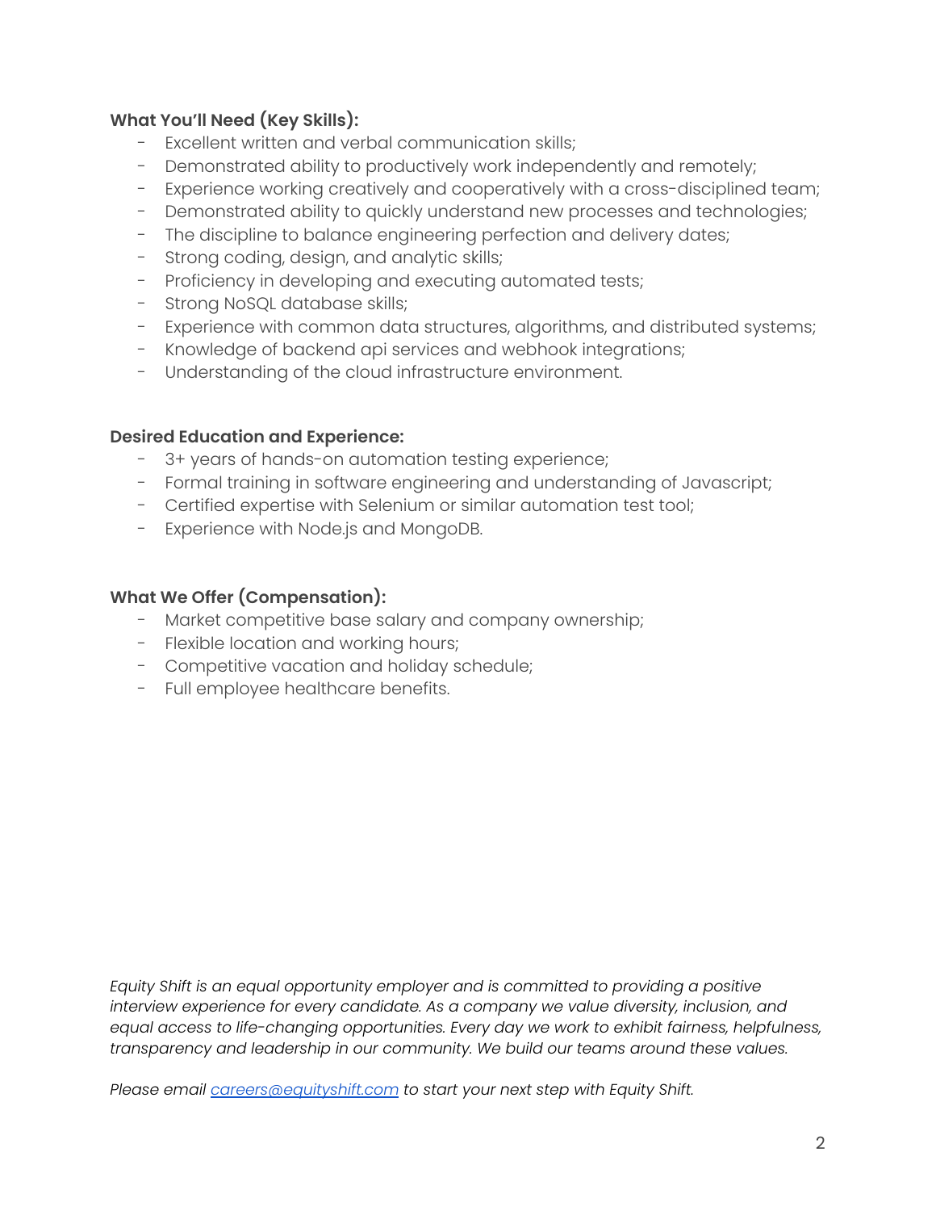**What You'll Need (Key Skills):**

- Excellent written and verbal communication skills;
- Demonstrated ability to productively work independently and remotely;
- Experience working creatively and cooperatively with a cross-disciplined team;
- Demonstrated ability to quickly understand new processes and technologies;
- The discipline to balance engineering perfection and delivery dates;
- Strong coding, design, and analytic skills;
- Proficiency in developing and executing automated tests;
- Strong NoSQL database skills;
- Experience with common data structures, algorithms, and distributed systems;
- Knowledge of backend api services and webhook integrations;
- Understanding of the cloud infrastructure environment.

**Desired Education and Experience:**

- 3+ years of hands-on automation testing experience;
- Formal training in software engineering and understanding of Javascript;
- Certified expertise with Selenium or similar automation test tool;
- Experience with Node.js and MongoDB.

**What We Offer (Compensation):**

- Market competitive base salary and company ownership;
- Flexible location and working hours;
- Competitive vacation and holiday schedule;
- Full employee healthcare benefits.

*Equity Shift is an equal opportunity employer and is committed to providing a positive interview experience for every candidate. As a company we value diversity, inclusion, and equal access to life-changing opportunities. Every day we work to exhibit fairness, helpfulness, transparency and leadership in our community. We build our teams around these values.*

*Please email [careers@equityshift.com](mailto:careers@equityshift.com) to start your next step with Equity Shift.*